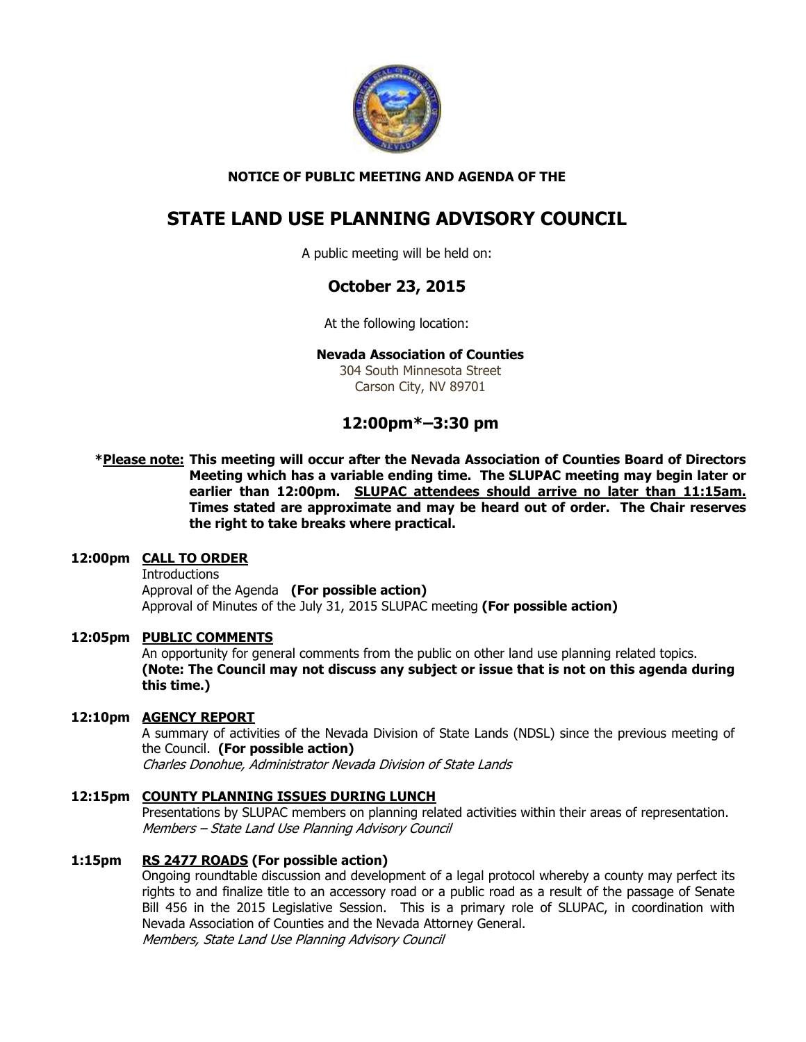**NOTICE OF PUBLIC MEETING AND AGENDA OF THE**

# STATE LAND USE PLANNING ADVISORY COUNCIL

A public meeting will be held on:

## October 23, 2015

At the following location:

**Nevada Association of Counties**
304 South Minnesota Street
Carson City, NV 89701

## 12:00pm*–3:30 pm

***Please note:** **This meeting will occur after the Nevada Association of Counties Board of Directors Meeting which has a variable ending time. The SLUPAC meeting may begin later or earlier than 12:00pm. SLUPAC attendees should arrive no later than 11:15am. Times stated are approximate and may be heard out of order. The Chair reserves the right to take breaks where practical.**

**12:00pm CALL TO ORDER**
Introductions
Approval of the Agenda **(For possible action)**
Approval of Minutes of the July 31, 2015 SLUPAC meeting **(For possible action)**

**12:05pm PUBLIC COMMENTS**
An opportunity for general comments from the public on other land use planning related topics.
**(Note: The Council may not discuss any subject or issue that is not on this agenda during this time.)**

**12:10pm AGENCY REPORT**
A summary of activities of the Nevada Division of State Lands (NDSL) since the previous meeting of the Council. **(For possible action)**
*Charles Donohue, Administrator Nevada Division of State Lands*

**12:15pm COUNTY PLANNING ISSUES DURING LUNCH**
Presentations by SLUPAC members on planning related activities within their areas of representation.
*Members – State Land Use Planning Advisory Council*

**1:15pm RS 2477 ROADS (For possible action)**
Ongoing roundtable discussion and development of a legal protocol whereby a county may perfect its rights to and finalize title to an accessory road or a public road as a result of the passage of Senate Bill 456 in the 2015 Legislative Session. This is a primary role of SLUPAC, in coordination with Nevada Association of Counties and the Nevada Attorney General.
*Members, State Land Use Planning Advisory Council*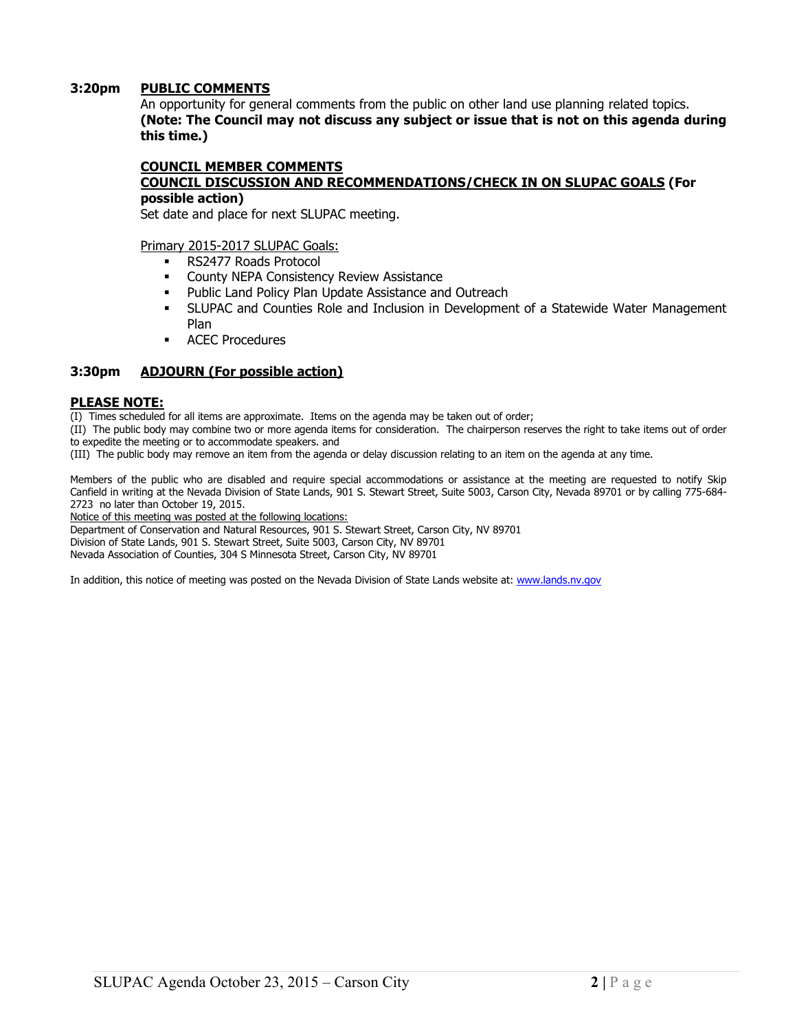**3:20pm** **PUBLIC COMMENTS**

An opportunity for general comments from the public on other land use planning related topics. **(Note: The Council may not discuss any subject or issue that is not on this agenda during this time.)**

**COUNCIL MEMBER COMMENTS**

**COUNCIL DISCUSSION AND RECOMMENDATIONS/CHECK IN ON SLUPAC GOALS (For possible action)**

Set date and place for next SLUPAC meeting.

Primary 2015-2017 SLUPAC Goals:

- RS2477 Roads Protocol
- County NEPA Consistency Review Assistance
- Public Land Policy Plan Update Assistance and Outreach
- SLUPAC and Counties Role and Inclusion in Development of a Statewide Water Management Plan
- ACEC Procedures

**3:30pm** **ADJOURN (For possible action)**

**PLEASE NOTE:**

(I) Times scheduled for all items are approximate. Items on the agenda may be taken out of order;

(II) The public body may combine two or more agenda items for consideration. The chairperson reserves the right to take items out of order to expedite the meeting or to accommodate speakers. and

(III) The public body may remove an item from the agenda or delay discussion relating to an item on the agenda at any time.

Members of the public who are disabled and require special accommodations or assistance at the meeting are requested to notify Skip Canfield in writing at the Nevada Division of State Lands, 901 S. Stewart Street, Suite 5003, Carson City, Nevada 89701 or by calling 775-684-2723 no later than October 19, 2015.

Notice of this meeting was posted at the following locations:

Department of Conservation and Natural Resources, 901 S. Stewart Street, Carson City, NV 89701

Division of State Lands, 901 S. Stewart Street, Suite 5003, Carson City, NV 89701

Nevada Association of Counties, 304 S Minnesota Street, Carson City, NV 89701

In addition, this notice of meeting was posted on the Nevada Division of State Lands website at: www.lands.nv.gov